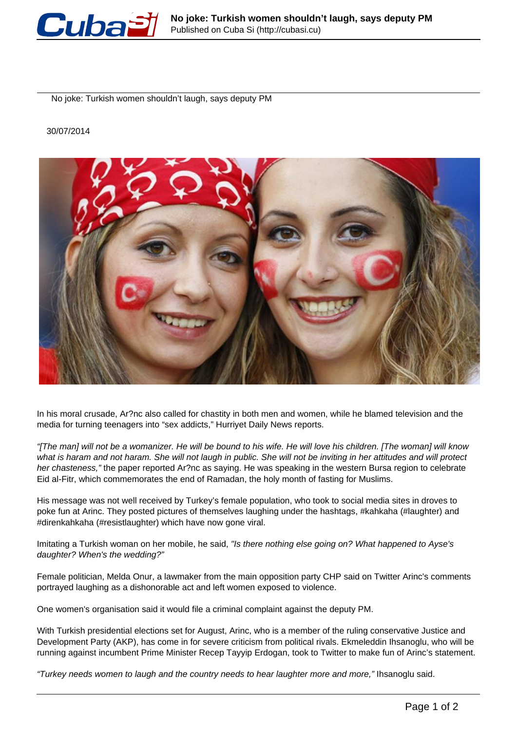# No joke: Turkish women shouldn't laugh, says deputy PM

30/07/2014

In his moral crusade, Ar?nc also called for chastity in both men and women, while he blamed television and the media for turning teenagers into "sex addicts," Hurriyet Daily News reports.

*"[The man] will not be a womanizer. He will be bound to his wife. He will love his children. [The woman] will know what is haram and not haram. She will not laugh in public. She will not be inviting in her attitudes and will protect her chasteness,"* the paper reported Ar?nc as saying. He was speaking in the western Bursa region to celebrate Eid al-Fitr, which commemorates the end of Ramadan, the holy month of fasting for Muslims.

His message was not well received by Turkey's female population, who took to social media sites in droves to poke fun at Arinc. They posted pictures of themselves laughing under the hashtags, #kahkaha (#laughter) and #direnkahkaha (#resistlaughter) which have now gone viral.

Imitating a Turkish woman on her mobile, he said, *"Is there nothing else going on? What happened to Ayse's daughter? When's the wedding?"*

Female politician, Melda Onur, a lawmaker from the main opposition party CHP said on Twitter Arinc's comments portrayed laughing as a dishonorable act and left women exposed to violence.

One women's organisation said it would file a criminal complaint against the deputy PM.

With Turkish presidential elections set for August, Arinc, who is a member of the ruling conservative Justice and Development Party (AKP), has come in for severe criticism from political rivals. Ekmeleddin Ihsanoglu, who will be running against incumbent Prime Minister Recep Tayyip Erdogan, took to Twitter to make fun of Arinc's statement.

*"Turkey needs women to laugh and the country needs to hear laughter more and more,"* Ihsanoglu said.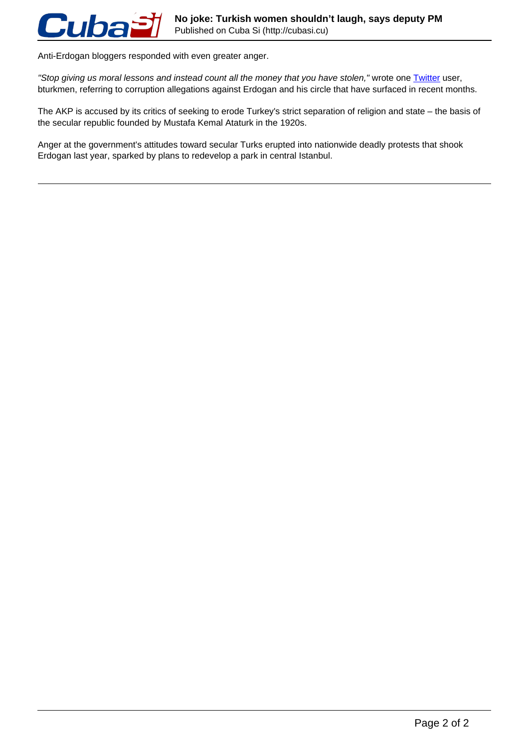Anti-Erdogan bloggers responded with even greater anger.

*"Stop giving us moral lessons and instead count all the money that you have stolen,"* wrote one Twitter user, bturkmen, referring to corruption allegations against Erdogan and his circle that have surfaced in recent months.

The AKP is accused by its critics of seeking to erode Turkey's strict separation of religion and state – the basis of the secular republic founded by Mustafa Kemal Ataturk in the 1920s.

Anger at the government's attitudes toward secular Turks erupted into nationwide deadly protests that shook Erdogan last year, sparked by plans to redevelop a park in central Istanbul.